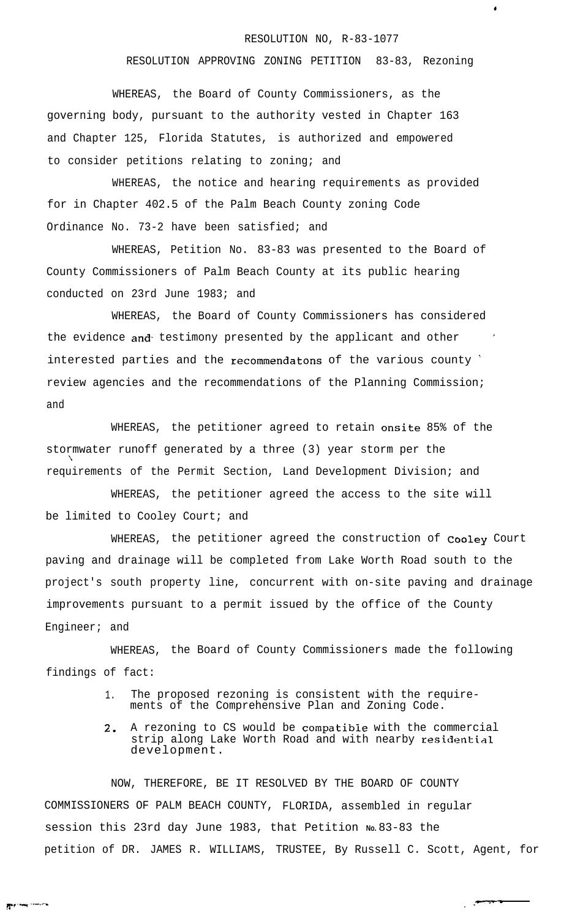RESOLUTION NO, R-83-1077

RESOLUTION APPROVING ZONING PETITION 83-83, Rezoning

WHEREAS, the Board of County Commissioners, as the governing body, pursuant to the authority vested in Chapter 163 and Chapter 125, Florida Statutes, is authorized and empowered to consider petitions relating to zoning; and

WHEREAS, the notice and hearing requirements as provided for in Chapter 402.5 of the Palm Beach County zoning Code Ordinance No. 73-2 have been satisfied; and

WHEREAS, Petition No. 83-83 was presented to the Board of County Commissioners of Palm Beach County at its public hearing conducted on 23rd June 1983; and

WHEREAS, the Board of County Commissioners has considered the evidence and testimony presented by the applicant and other interested parties and the recommendatons of the various county review agencies and the recommendations of the Planning Commission; and

WHEREAS, the petitioner agreed to retain onsite 85% of the stormwater runoff generated by a three (3) year storm per the requirements of the Permit Section, Land Development Division; and

WHEREAS, the petitioner agreed the access to the site will be limited to Cooley Court; and

WHEREAS, the petitioner agreed the construction of Cooley Court paving and drainage will be completed from Lake Worth Road south to the project's south property line, concurrent with on-site paving and drainage improvements pursuant to a permit issued by the office of the County Engineer; and

WHEREAS, the Board of County Commissioners made the following findings of fact:

1. The proposed rezoning is consistent with the requirements of the Comprehensive Plan and Zoning Code.
2. A rezoning to CS would be compatible with the commercial strip along Lake Worth Road and with nearby residential development.

NOW, THEREFORE, BE IT RESOLVED BY THE BOARD OF COUNTY COMMISSIONERS OF PALM BEACH COUNTY, FLORIDA, assembled in regular session this 23rd day June 1983, that Petition No. 83-83 the petition of DR. JAMES R. WILLIAMS, TRUSTEE, By Russell C. Scott, Agent, for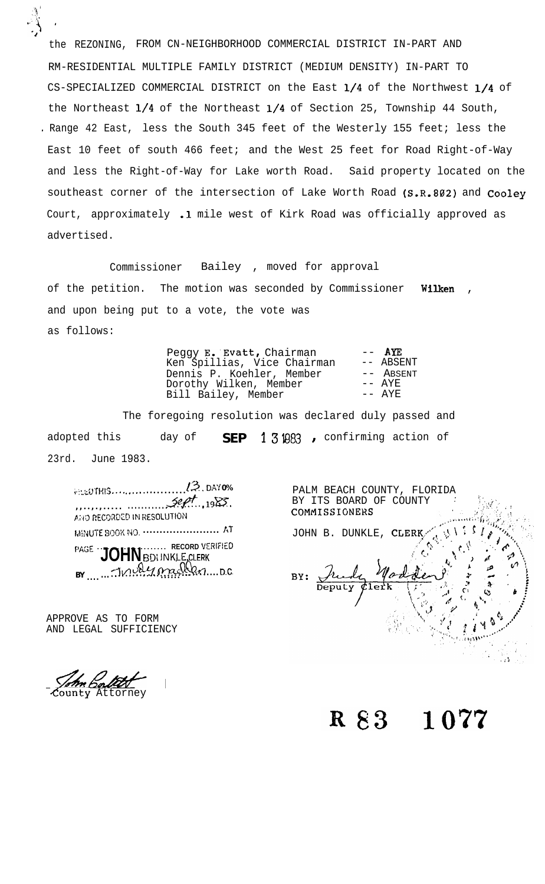the REZONING, FROM CN-NEIGHBORHOOD COMMERCIAL DISTRICT IN-PART AND RM-RESIDENTIAL MULTIPLE FAMILY DISTRICT (MEDIUM DENSITY) IN-PART TO CS-SPECIALIZED COMMERCIAL DISTRICT on the East 1/4 of the Northwest 1/4 of the Northeast 1/4 of the Northeast 1/4 of Section 25, Township 44 South, Range 42 East, less the South 345 feet of the Westerly 155 feet; less the East 10 feet of south 466 feet; and the West 25 feet for Road Right-of-Way and less the Right-of-Way for Lake worth Road. Said property located on the southeast corner of the intersection of Lake Worth Road (S.R.802) and Cooley Court, approximately .1 mile west of Kirk Road was officially approved as advertised.

Commissioner Bailey, moved for approval of the petition. The motion was seconded by Commissioner **Wilken**, and upon being put to a vote, the vote was as follows:

| | |
|---|---|
| Peggy E. Evatt, Chairman | -- AYE |
| Ken Spillias, Vice Chairman | -- ABSENT |
| Dennis P. Koehler, Member | -- ABSENT |
| Dorothy Wilken, Member | -- AYE |
| Bill Bailey, Member | -- AYE |

The foregoing resolution was declared duly passed and adopted this day of **SEP 13 1983**, confirming action of 23rd. June 1983.

FILED THIS 13 DAY OF Sept. 1983, AND RECORDED IN RESOLUTION MINUTE BOOK NO. ........ AT PAGE ........ RECORD VERIFIED
JOHN B. DUNKLE, CLERK
BY ........ D.C.

PALM BEACH COUNTY, FLORIDA
BY ITS BOARD OF COUNTY COMMISSIONERS

JOHN B. DUNKLE, CLERK

BY: Deputy Clerk

APPROVE AS TO FORM AND LEGAL SUFFICIENCY

County Attorney

**R 83 1077**